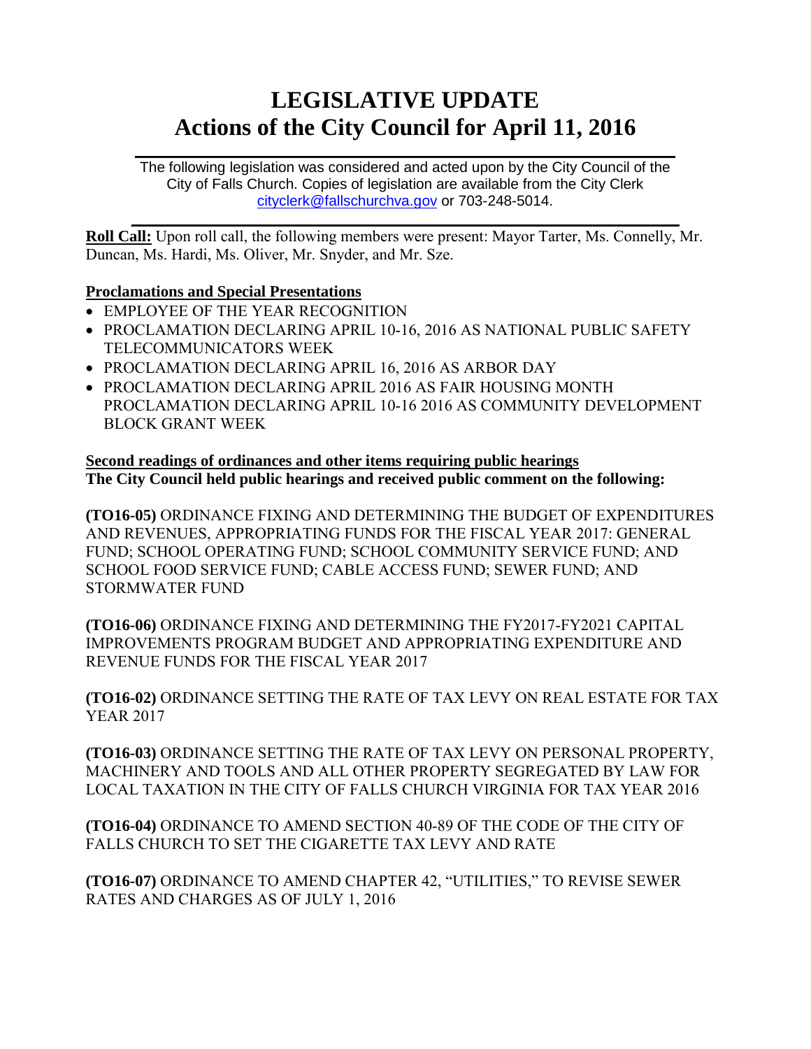# LEGISLATIVE UPDATE
# Actions of the City Council for April 11, 2016

The following legislation was considered and acted upon by the City Council of the City of Falls Church. Copies of legislation are available from the City Clerk cityclerk@fallschurchva.gov or 703-248-5014.

**Roll Call:** Upon roll call, the following members were present: Mayor Tarter, Ms. Connelly, Mr. Duncan, Ms. Hardi, Ms. Oliver, Mr. Snyder, and Mr. Sze.

**Proclamations and Special Presentations**

- EMPLOYEE OF THE YEAR RECOGNITION
- PROCLAMATION DECLARING APRIL 10-16, 2016 AS NATIONAL PUBLIC SAFETY TELECOMMUNICATORS WEEK
- PROCLAMATION DECLARING APRIL 16, 2016 AS ARBOR DAY
- PROCLAMATION DECLARING APRIL 2016 AS FAIR HOUSING MONTH PROCLAMATION DECLARING APRIL 10-16 2016 AS COMMUNITY DEVELOPMENT BLOCK GRANT WEEK

**Second readings of ordinances and other items requiring public hearings**
**The City Council held public hearings and received public comment on the following:**

**(TO16-05)** ORDINANCE FIXING AND DETERMINING THE BUDGET OF EXPENDITURES AND REVENUES, APPROPRIATING FUNDS FOR THE FISCAL YEAR 2017: GENERAL FUND; SCHOOL OPERATING FUND; SCHOOL COMMUNITY SERVICE FUND; AND SCHOOL FOOD SERVICE FUND; CABLE ACCESS FUND; SEWER FUND; AND STORMWATER FUND

**(TO16-06)** ORDINANCE FIXING AND DETERMINING THE FY2017-FY2021 CAPITAL IMPROVEMENTS PROGRAM BUDGET AND APPROPRIATING EXPENDITURE AND REVENUE FUNDS FOR THE FISCAL YEAR 2017

**(TO16-02)** ORDINANCE SETTING THE RATE OF TAX LEVY ON REAL ESTATE FOR TAX YEAR 2017

**(TO16-03)** ORDINANCE SETTING THE RATE OF TAX LEVY ON PERSONAL PROPERTY, MACHINERY AND TOOLS AND ALL OTHER PROPERTY SEGREGATED BY LAW FOR LOCAL TAXATION IN THE CITY OF FALLS CHURCH VIRGINIA FOR TAX YEAR 2016

**(TO16-04)** ORDINANCE TO AMEND SECTION 40-89 OF THE CODE OF THE CITY OF FALLS CHURCH TO SET THE CIGARETTE TAX LEVY AND RATE

**(TO16-07)** ORDINANCE TO AMEND CHAPTER 42, "UTILITIES," TO REVISE SEWER RATES AND CHARGES AS OF JULY 1, 2016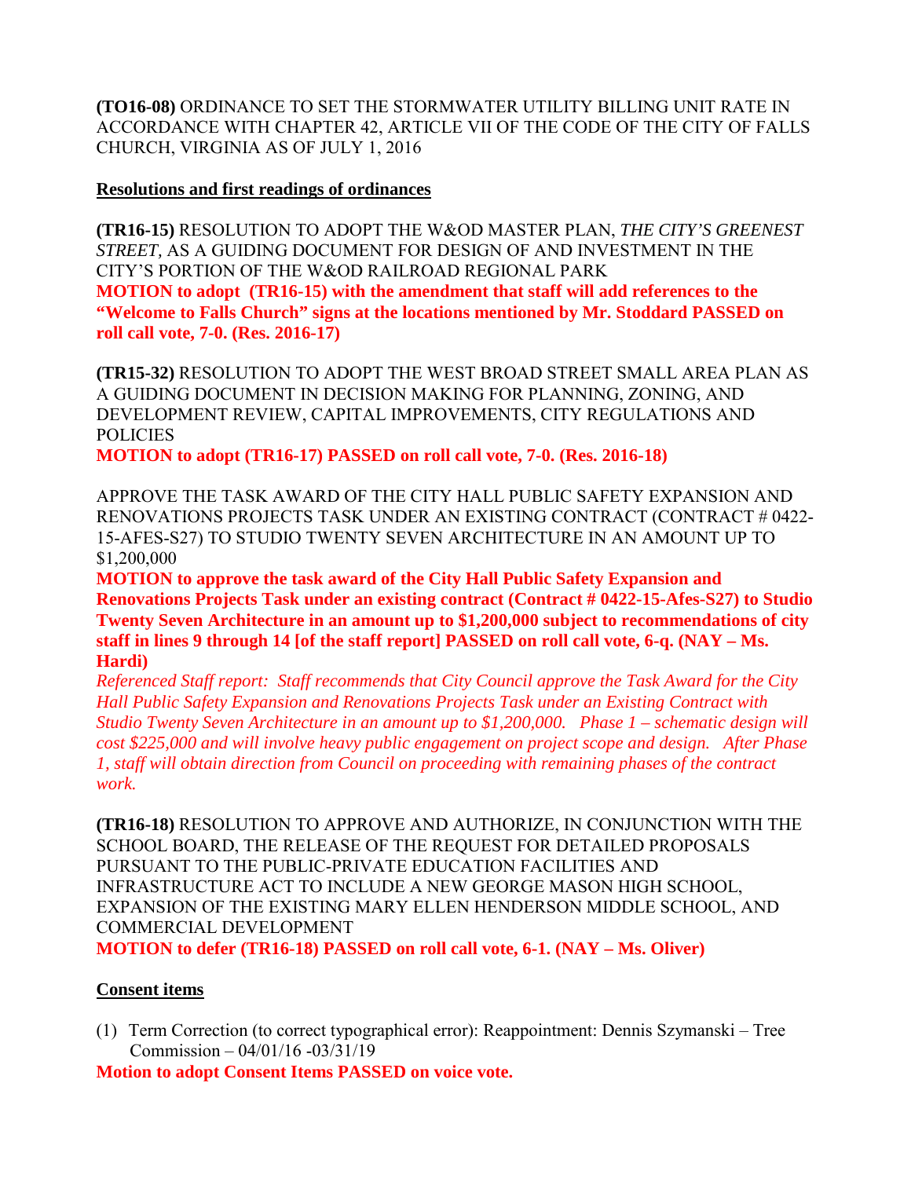**(TO16-08)** ORDINANCE TO SET THE STORMWATER UTILITY BILLING UNIT RATE IN ACCORDANCE WITH CHAPTER 42, ARTICLE VII OF THE CODE OF THE CITY OF FALLS CHURCH, VIRGINIA AS OF JULY 1, 2016

**Resolutions and first readings of ordinances**

**(TR16-15)** RESOLUTION TO ADOPT THE W&OD MASTER PLAN, *THE CITY'S GREENEST STREET,* AS A GUIDING DOCUMENT FOR DESIGN OF AND INVESTMENT IN THE CITY'S PORTION OF THE W&OD RAILROAD REGIONAL PARK
**MOTION to adopt (TR16-15) with the amendment that staff will add references to the "Welcome to Falls Church" signs at the locations mentioned by Mr. Stoddard PASSED on roll call vote, 7-0. (Res. 2016-17)**

**(TR15-32)** RESOLUTION TO ADOPT THE WEST BROAD STREET SMALL AREA PLAN AS A GUIDING DOCUMENT IN DECISION MAKING FOR PLANNING, ZONING, AND DEVELOPMENT REVIEW, CAPITAL IMPROVEMENTS, CITY REGULATIONS AND POLICIES
**MOTION to adopt (TR16-17) PASSED on roll call vote, 7-0. (Res. 2016-18)**

APPROVE THE TASK AWARD OF THE CITY HALL PUBLIC SAFETY EXPANSION AND RENOVATIONS PROJECTS TASK UNDER AN EXISTING CONTRACT (CONTRACT # 0422-15-AFES-S27) TO STUDIO TWENTY SEVEN ARCHITECTURE IN AN AMOUNT UP TO $1,200,000
**MOTION to approve the task award of the City Hall Public Safety Expansion and Renovations Projects Task under an existing contract (Contract # 0422-15-Afes-S27) to Studio Twenty Seven Architecture in an amount up to $1,200,000 subject to recommendations of city staff in lines 9 through 14 [of the staff report] PASSED on roll call vote, 6-q. (NAY – Ms. Hardi)**
*Referenced Staff report: Staff recommends that City Council approve the Task Award for the City Hall Public Safety Expansion and Renovations Projects Task under an Existing Contract with Studio Twenty Seven Architecture in an amount up to $1,200,000. Phase 1 – schematic design will cost $225,000 and will involve heavy public engagement on project scope and design. After Phase 1, staff will obtain direction from Council on proceeding with remaining phases of the contract work.*

**(TR16-18)** RESOLUTION TO APPROVE AND AUTHORIZE, IN CONJUNCTION WITH THE SCHOOL BOARD, THE RELEASE OF THE REQUEST FOR DETAILED PROPOSALS PURSUANT TO THE PUBLIC-PRIVATE EDUCATION FACILITIES AND INFRASTRUCTURE ACT TO INCLUDE A NEW GEORGE MASON HIGH SCHOOL, EXPANSION OF THE EXISTING MARY ELLEN HENDERSON MIDDLE SCHOOL, AND COMMERCIAL DEVELOPMENT
**MOTION to defer (TR16-18) PASSED on roll call vote, 6-1. (NAY – Ms. Oliver)**

**Consent items**

(1) Term Correction (to correct typographical error): Reappointment: Dennis Szymanski – Tree Commission – 04/01/16 -03/31/19

**Motion to adopt Consent Items PASSED on voice vote.**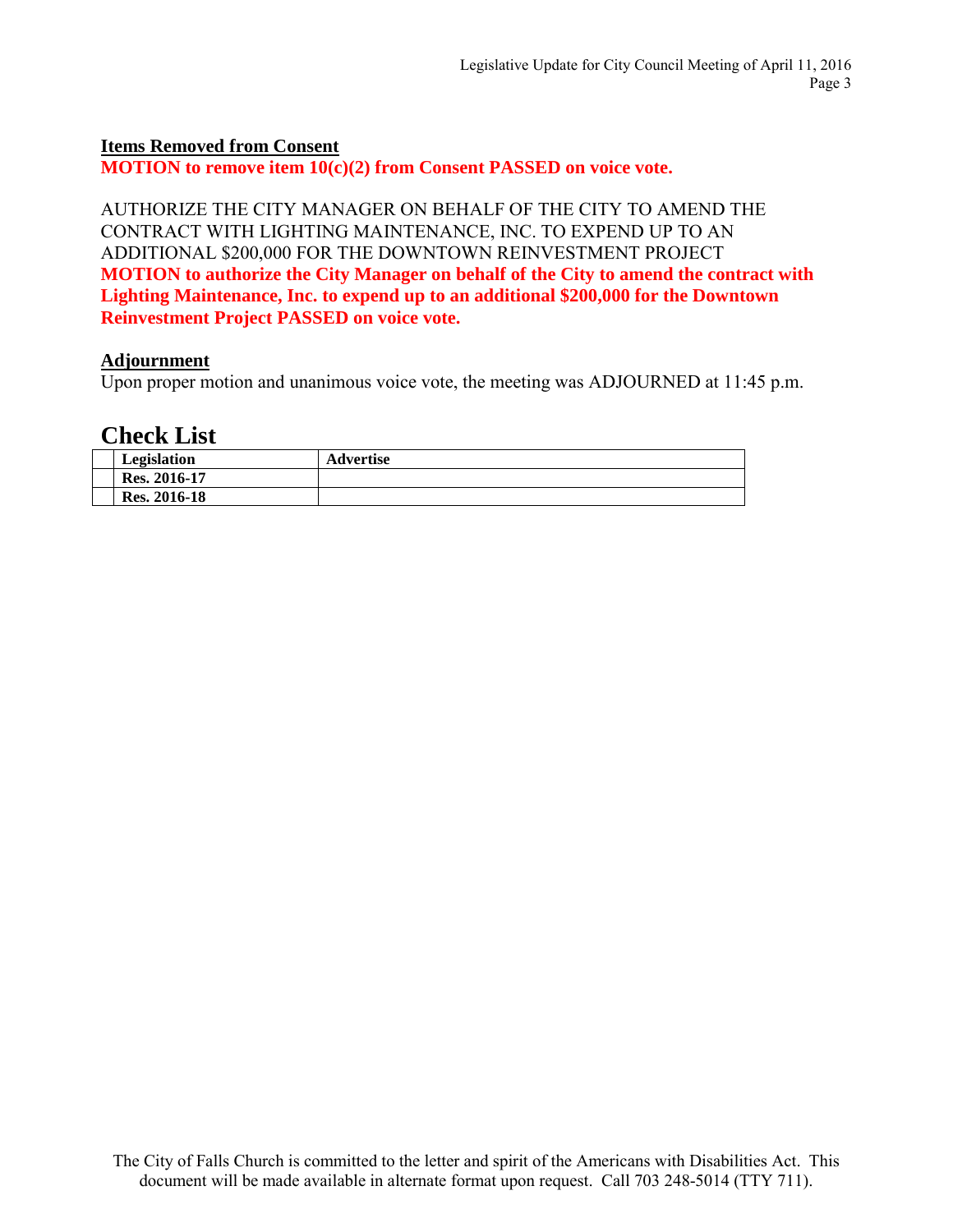**Items Removed from Consent**

**MOTION to remove item 10(c)(2) from Consent PASSED on voice vote.**

AUTHORIZE THE CITY MANAGER ON BEHALF OF THE CITY TO AMEND THE CONTRACT WITH LIGHTING MAINTENANCE, INC. TO EXPEND UP TO AN ADDITIONAL $200,000 FOR THE DOWNTOWN REINVESTMENT PROJECT

**MOTION to authorize the City Manager on behalf of the City to amend the contract with Lighting Maintenance, Inc. to expend up to an additional $200,000 for the Downtown Reinvestment Project PASSED on voice vote.**

**Adjournment**

Upon proper motion and unanimous voice vote, the meeting was ADJOURNED at 11:45 p.m.

## Check List

| | Legislation | Advertise |
|---|---|---|
| | **Res. 2016-17** | |
| | **Res. 2016-18** | |

The City of Falls Church is committed to the letter and spirit of the Americans with Disabilities Act. This document will be made available in alternate format upon request. Call 703 248-5014 (TTY 711).